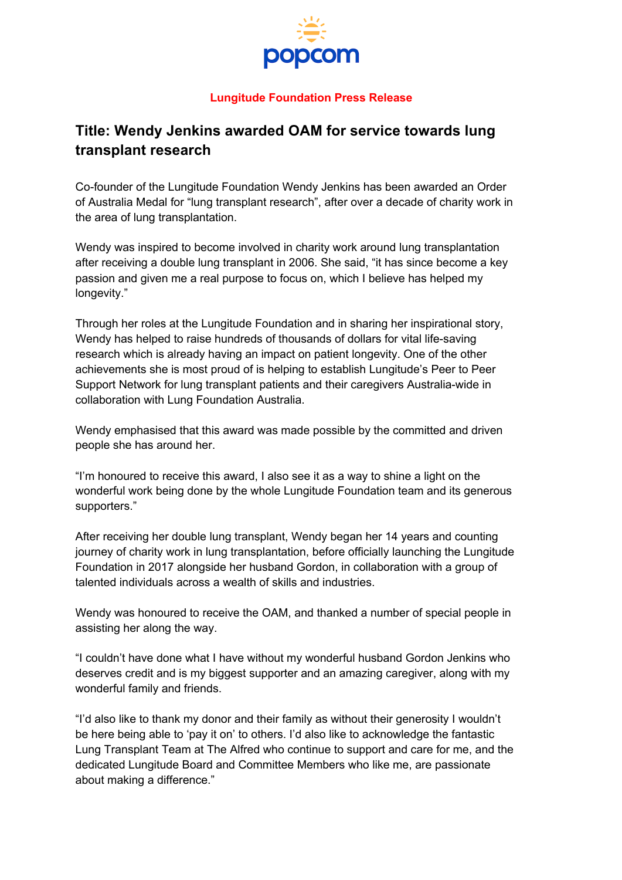popcom

**Lungitude Foundation Press Release**

## Title: Wendy Jenkins awarded OAM for service towards lung transplant research

Co-founder of the Lungitude Foundation Wendy Jenkins has been awarded an Order of Australia Medal for "lung transplant research", after over a decade of charity work in the area of lung transplantation.

Wendy was inspired to become involved in charity work around lung transplantation after receiving a double lung transplant in 2006. She said, "it has since become a key passion and given me a real purpose to focus on, which I believe has helped my longevity."

Through her roles at the Lungitude Foundation and in sharing her inspirational story, Wendy has helped to raise hundreds of thousands of dollars for vital life-saving research which is already having an impact on patient longevity. One of the other achievements she is most proud of is helping to establish Lungitude's Peer to Peer Support Network for lung transplant patients and their caregivers Australia-wide in collaboration with Lung Foundation Australia.

Wendy emphasised that this award was made possible by the committed and driven people she has around her.

"I'm honoured to receive this award, I also see it as a way to shine a light on the wonderful work being done by the whole Lungitude Foundation team and its generous supporters."

After receiving her double lung transplant, Wendy began her 14 years and counting journey of charity work in lung transplantation, before officially launching the Lungitude Foundation in 2017 alongside her husband Gordon, in collaboration with a group of talented individuals across a wealth of skills and industries.

Wendy was honoured to receive the OAM, and thanked a number of special people in assisting her along the way.

"I couldn't have done what I have without my wonderful husband Gordon Jenkins who deserves credit and is my biggest supporter and an amazing caregiver, along with my wonderful family and friends.

"I'd also like to thank my donor and their family as without their generosity I wouldn't be here being able to 'pay it on' to others. I'd also like to acknowledge the fantastic Lung Transplant Team at The Alfred who continue to support and care for me, and the dedicated Lungitude Board and Committee Members who like me, are passionate about making a difference."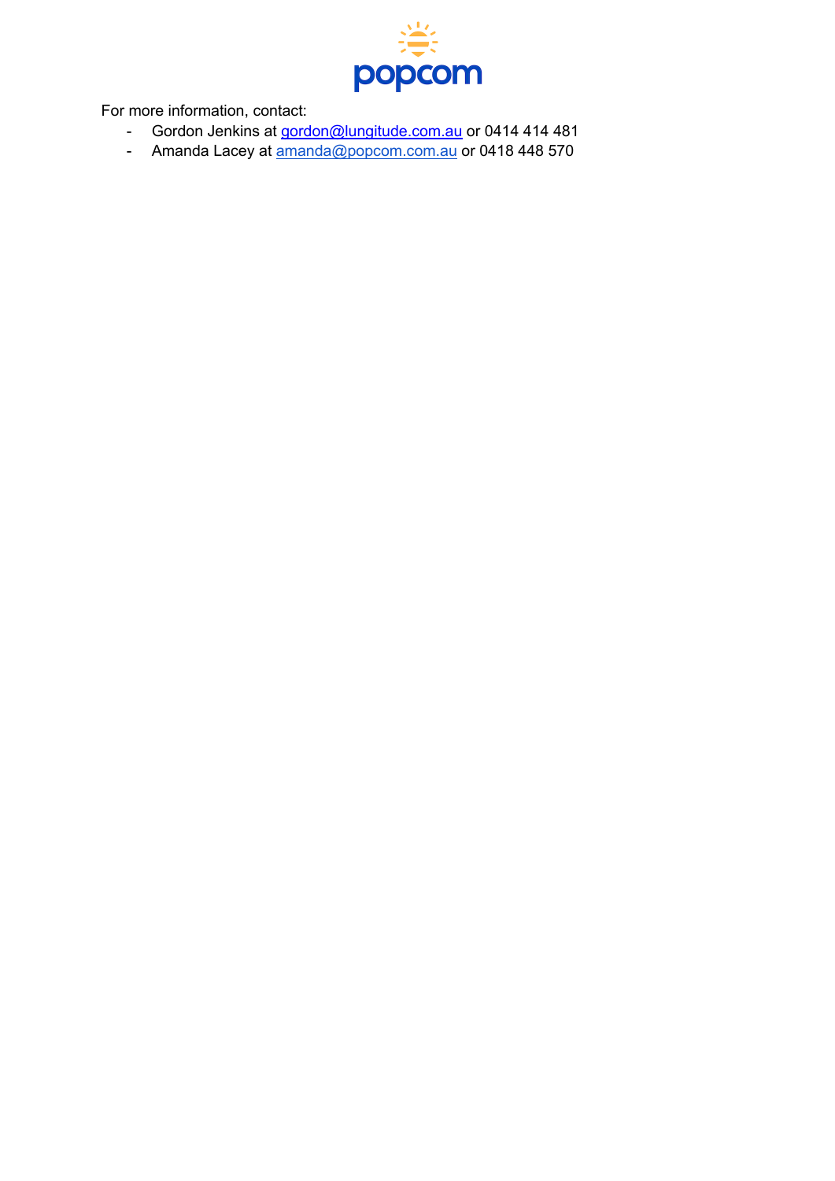popcom

For more information, contact:

- Gordon Jenkins at gordon@lungitude.com.au or 0414 414 481
- Amanda Lacey at amanda@popcom.com.au or 0418 448 570